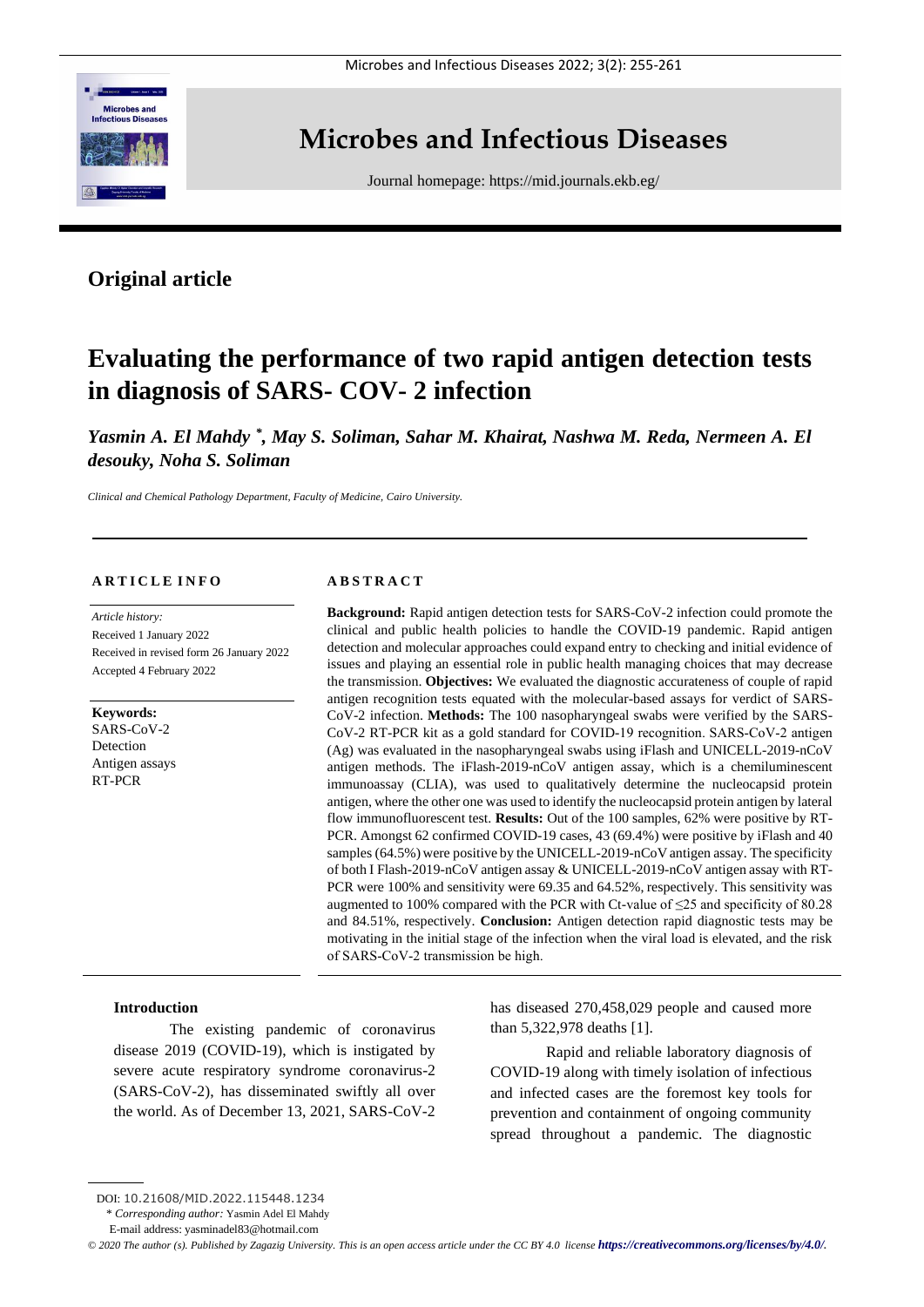# Microbes and Infectious Diseases

Journal homepage: https://mid.journals.ekb.eg/

## Original article

# Evaluating the performance of two rapid antigen detection tests in diagnosis of SARS- COV- 2 infection

***Yasmin A. El Mahdy \*, May S. Soliman, Sahar M. Khairat, Nashwa M. Reda, Nermeen A. El desouky, Noha S. Soliman***

*Clinical and Chemical Pathology Department, Faculty of Medicine, Cairo University.*

### ARTICLE INFO

*Article history:*
Received 1 January 2022
Received in revised form 26 January 2022
Accepted 4 February 2022

**Keywords:**
SARS-CoV-2
Detection
Antigen assays
RT-PCR

### ABSTRACT

**Background:** Rapid antigen detection tests for SARS-CoV-2 infection could promote the clinical and public health policies to handle the COVID-19 pandemic. Rapid antigen detection and molecular approaches could expand entry to checking and initial evidence of issues and playing an essential role in public health managing choices that may decrease the transmission. **Objectives:** We evaluated the diagnostic accurateness of couple of rapid antigen recognition tests equated with the molecular-based assays for verdict of SARS-CoV-2 infection. **Methods:** The 100 nasopharyngeal swabs were verified by the SARS-CoV-2 RT-PCR kit as a gold standard for COVID-19 recognition. SARS-CoV-2 antigen (Ag) was evaluated in the nasopharyngeal swabs using iFlash and UNICELL-2019-nCoV antigen methods. The iFlash-2019-nCoV antigen assay, which is a chemiluminescent immunoassay (CLIA), was used to qualitatively determine the nucleocapsid protein antigen, where the other one was used to identify the nucleocapsid protein antigen by lateral flow immunofluorescent test. **Results:** Out of the 100 samples, 62% were positive by RT-PCR. Amongst 62 confirmed COVID-19 cases, 43 (69.4%) were positive by iFlash and 40 samples (64.5%) were positive by the UNICELL-2019-nCoV antigen assay. The specificity of both I Flash-2019-nCoV antigen assay & UNICELL-2019-nCoV antigen assay with RT-PCR were 100% and sensitivity were 69.35 and 64.52%, respectively. This sensitivity was augmented to 100% compared with the PCR with Ct-value of ≤25 and specificity of 80.28 and 84.51%, respectively. **Conclusion:** Antigen detection rapid diagnostic tests may be motivating in the initial stage of the infection when the viral load is elevated, and the risk of SARS-CoV-2 transmission be high.

### Introduction

The existing pandemic of coronavirus disease 2019 (COVID-19), which is instigated by severe acute respiratory syndrome coronavirus-2 (SARS-CoV-2), has disseminated swiftly all over the world. As of December 13, 2021, SARS-CoV-2 has diseased 270,458,029 people and caused more than 5,322,978 deaths [1].

Rapid and reliable laboratory diagnosis of COVID-19 along with timely isolation of infectious and infected cases are the foremost key tools for prevention and containment of ongoing community spread throughout a pandemic. The diagnostic

DOI: 10.21608/MID.2022.115448.1234

\* *Corresponding author:* Yasmin Adel El Mahdy

E-mail address: yasminadel83@hotmail.com

*© 2020 The author (s). Published by Zagazig University. This is an open access article under the CC BY 4.0 license **https://creativecommons.org/licenses/by/4.0/**.*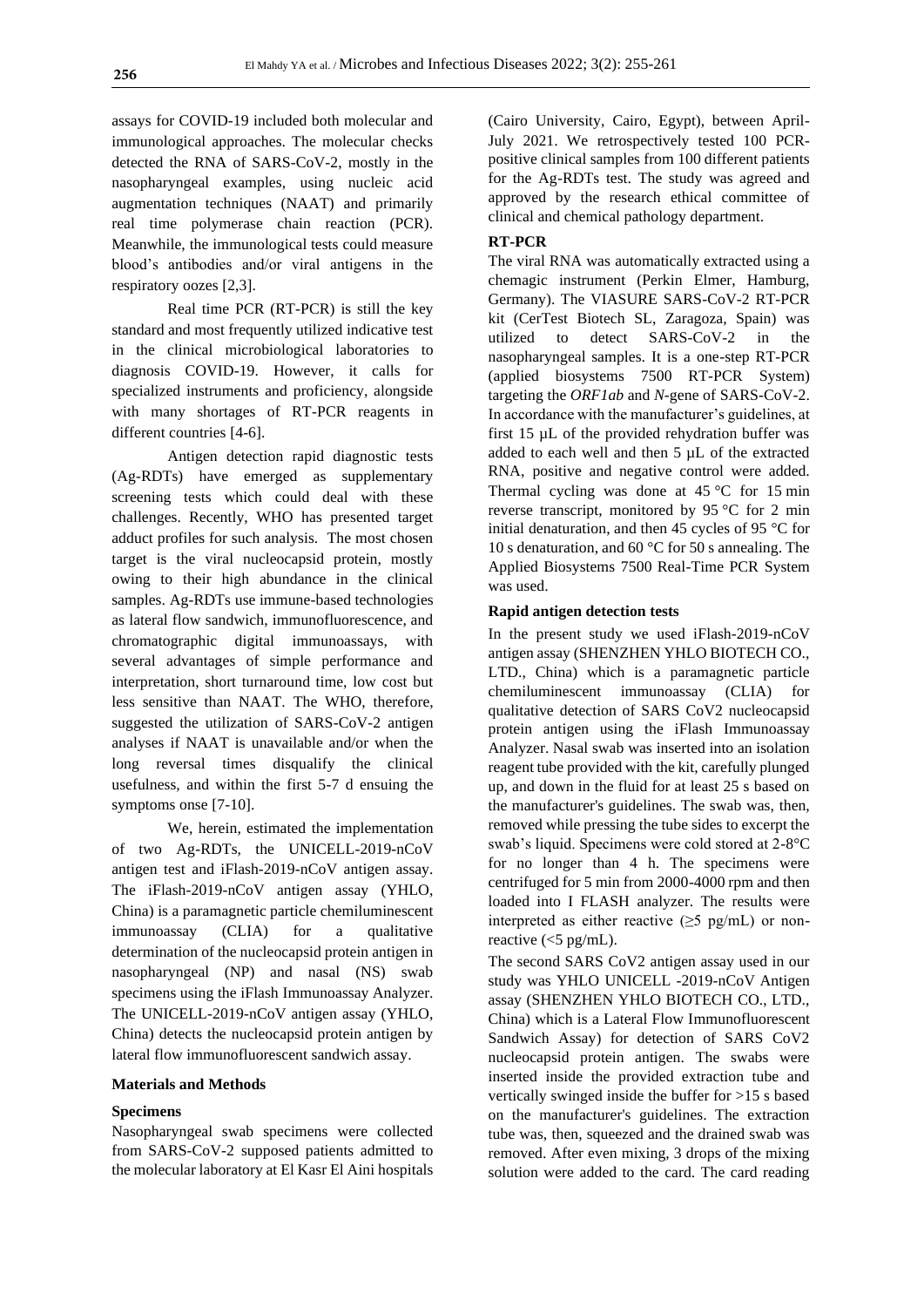assays for COVID-19 included both molecular and immunological approaches. The molecular checks detected the RNA of SARS-CoV-2, mostly in the nasopharyngeal examples, using nucleic acid augmentation techniques (NAAT) and primarily real time polymerase chain reaction (PCR). Meanwhile, the immunological tests could measure blood's antibodies and/or viral antigens in the respiratory oozes [2,3].

Real time PCR (RT-PCR) is still the key standard and most frequently utilized indicative test in the clinical microbiological laboratories to diagnosis COVID-19. However, it calls for specialized instruments and proficiency, alongside with many shortages of RT-PCR reagents in different countries [4-6].

Antigen detection rapid diagnostic tests (Ag-RDTs) have emerged as supplementary screening tests which could deal with these challenges. Recently, WHO has presented target adduct profiles for such analysis. The most chosen target is the viral nucleocapsid protein, mostly owing to their high abundance in the clinical samples. Ag-RDTs use immune-based technologies as lateral flow sandwich, immunofluorescence, and chromatographic digital immunoassays, with several advantages of simple performance and interpretation, short turnaround time, low cost but less sensitive than NAAT. The WHO, therefore, suggested the utilization of SARS-CoV-2 antigen analyses if NAAT is unavailable and/or when the long reversal times disqualify the clinical usefulness, and within the first 5-7 d ensuing the symptoms onse [7-10].

We, herein, estimated the implementation of two Ag-RDTs, the UNICELL-2019-nCoV antigen test and iFlash-2019-nCoV antigen assay. The iFlash-2019-nCoV antigen assay (YHLO, China) is a paramagnetic particle chemiluminescent immunoassay (CLIA) for a qualitative determination of the nucleocapsid protein antigen in nasopharyngeal (NP) and nasal (NS) swab specimens using the iFlash Immunoassay Analyzer. The UNICELL-2019-nCoV antigen assay (YHLO, China) detects the nucleocapsid protein antigen by lateral flow immunofluorescent sandwich assay.

## Materials and Methods

### Specimens

Nasopharyngeal swab specimens were collected from SARS-CoV-2 supposed patients admitted to the molecular laboratory at El Kasr El Aini hospitals (Cairo University, Cairo, Egypt), between April-July 2021. We retrospectively tested 100 PCR-positive clinical samples from 100 different patients for the Ag-RDTs test. The study was agreed and approved by the research ethical committee of clinical and chemical pathology department.

### RT-PCR

The viral RNA was automatically extracted using a chemagic instrument (Perkin Elmer, Hamburg, Germany). The VIASURE SARS-CoV-2 RT-PCR kit (CerTest Biotech SL, Zaragoza, Spain) was utilized to detect SARS-CoV-2 in the nasopharyngeal samples. It is a one-step RT-PCR (applied biosystems 7500 RT-PCR System) targeting the *ORF1ab* and *N*-gene of SARS-CoV-2. In accordance with the manufacturer's guidelines, at first 15 µL of the provided rehydration buffer was added to each well and then 5 µL of the extracted RNA, positive and negative control were added. Thermal cycling was done at 45 °C for 15 min reverse transcript, monitored by 95 °C for 2 min initial denaturation, and then 45 cycles of 95 °C for 10 s denaturation, and 60 °C for 50 s annealing. The Applied Biosystems 7500 Real-Time PCR System was used.

### Rapid antigen detection tests

In the present study we used iFlash-2019-nCoV antigen assay (SHENZHEN YHLO BIOTECH CO., LTD., China) which is a paramagnetic particle chemiluminescent immunoassay (CLIA) for qualitative detection of SARS CoV2 nucleocapsid protein antigen using the iFlash Immunoassay Analyzer. Nasal swab was inserted into an isolation reagent tube provided with the kit, carefully plunged up, and down in the fluid for at least 25 s based on the manufacturer's guidelines. The swab was, then, removed while pressing the tube sides to excerpt the swab's liquid. Specimens were cold stored at 2-8°C for no longer than 4 h. The specimens were centrifuged for 5 min from 2000-4000 rpm and then loaded into I FLASH analyzer. The results were interpreted as either reactive (≥5 pg/mL) or non-reactive (<5 pg/mL).

The second SARS CoV2 antigen assay used in our study was YHLO UNICELL -2019-nCoV Antigen assay (SHENZHEN YHLO BIOTECH CO., LTD., China) which is a Lateral Flow Immunofluorescent Sandwich Assay) for detection of SARS CoV2 nucleocapsid protein antigen. The swabs were inserted inside the provided extraction tube and vertically swinged inside the buffer for >15 s based on the manufacturer's guidelines. The extraction tube was, then, squeezed and the drained swab was removed. After even mixing, 3 drops of the mixing solution were added to the card. The card reading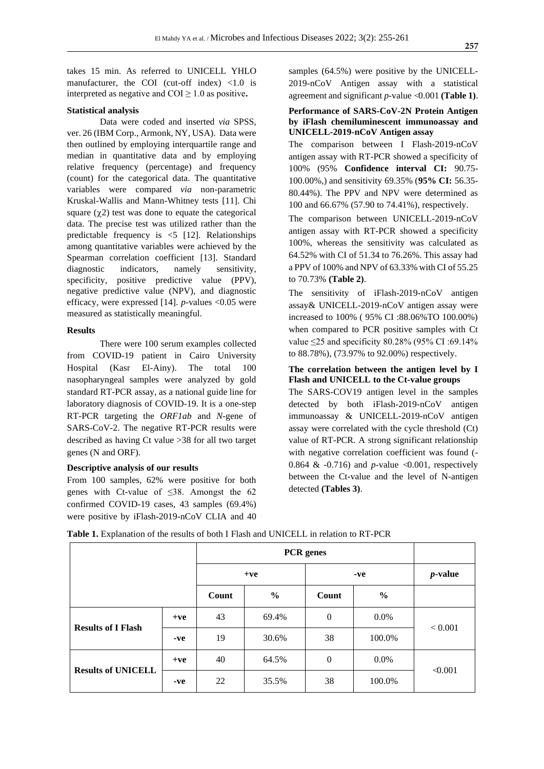takes 15 min. As referred to UNICELL YHLO manufacturer, the COI (cut-off index) <1.0 is interpreted as negative and COI ≥ 1.0 as positive**.**

#### Statistical analysis

Data were coded and inserted *via* SPSS, ver. 26 (IBM Corp., Armonk, NY, USA). Data were then outlined by employing interquartile range and median in quantitative data and by employing relative frequency (percentage) and frequency (count) for the categorical data. The quantitative variables were compared *via* non-parametric Kruskal-Wallis and Mann-Whitney tests [11]. Chi square ($\chi 2$) test was done to equate the categorical data. The precise test was utilized rather than the predictable frequency is <5 [12]. Relationships among quantitative variables were achieved by the Spearman correlation coefficient [13]. Standard diagnostic indicators, namely sensitivity, specificity, positive predictive value (PPV), negative predictive value (NPV), and diagnostic efficacy, were expressed [14]. *p*-values <0.05 were measured as statistically meaningful.

#### Results

There were 100 serum examples collected from COVID-19 patient in Cairo University Hospital (Kasr El-Ainy). The total 100 nasopharyngeal samples were analyzed by gold standard RT-PCR assay, as a national guide line for laboratory diagnosis of COVID-19. It is a one-step RT-PCR targeting the *ORF1ab* and *N*-gene of SARS-CoV-2. The negative RT-PCR results were described as having Ct value >38 for all two target genes (N and ORF).

#### Descriptive analysis of our results

From 100 samples, 62% were positive for both genes with Ct-value of ≤38. Amongst the 62 confirmed COVID-19 cases, 43 samples (69.4%) were positive by iFlash-2019-nCoV CLIA and 40 samples (64.5%) were positive by the UNICELL-2019-nCoV Antigen assay with a statistical agreement and significant *p*-value <0.001 **(Table 1)**.

#### Performance of SARS-CoV-2N Protein Antigen by iFlash chemiluminescent immunoassay and UNICELL-2019-nCoV Antigen assay

The comparison between I Flash-2019-nCoV antigen assay with RT-PCR showed a specificity of 100% (95% **Confidence interval CI:** 90.75-100.00%,) and sensitivity 69.35% (**95% CI:** 56.35-80.44%). The PPV and NPV were determined as 100 and 66.67% (57.90 to 74.41%), respectively.

The comparison between UNICELL-2019-nCoV antigen assay with RT-PCR showed a specificity 100%, whereas the sensitivity was calculated as 64.52% with CI of 51.34 to 76.26%. This assay had a PPV of 100% and NPV of 63.33% with CI of 55.25 to 70.73% **(Table 2)**.

The sensitivity of iFlash-2019-nCoV antigen assay& UNICELL-2019-nCoV antigen assay were increased to 100% ( 95% CI :88.06%TO 100.00%) when compared to PCR positive samples with Ct value ≤25 and specificity 80.28% (95% CI :69.14% to 88.78%), (73.97% to 92.00%) respectively.

#### The correlation between the antigen level by I Flash and UNICELL to the Ct-value groups

The SARS-COV19 antigen level in the samples detected by both iFlash-2019-nCoV antigen immunoassay & UNICELL-2019-nCoV antigen assay were correlated with the cycle threshold (Ct) value of RT-PCR. A strong significant relationship with negative correlation coefficient was found (-0.864 & -0.716) and *p*-value <0.001, respectively between the Ct-value and the level of N-antigen detected **(Tables 3)**.

**Table 1.** Explanation of the results of both I Flash and UNICELL in relation to RT-PCR

| | | **PCR genes** | | | | |
|---|---|---|---|---|---|---|
| | | **+ve** | | **-ve** | | ***p*-value** |
| | | **Count** | **%** | **Count** | **%** | |
| **Results of I Flash** | **+ve** | 43 | 69.4% | 0 | 0.0% | < 0.001 |
| | **-ve** | 19 | 30.6% | 38 | 100.0% | |
| **Results of UNICELL** | **+ve** | 40 | 64.5% | 0 | 0.0% | <0.001 |
| | **-ve** | 22 | 35.5% | 38 | 100.0% | |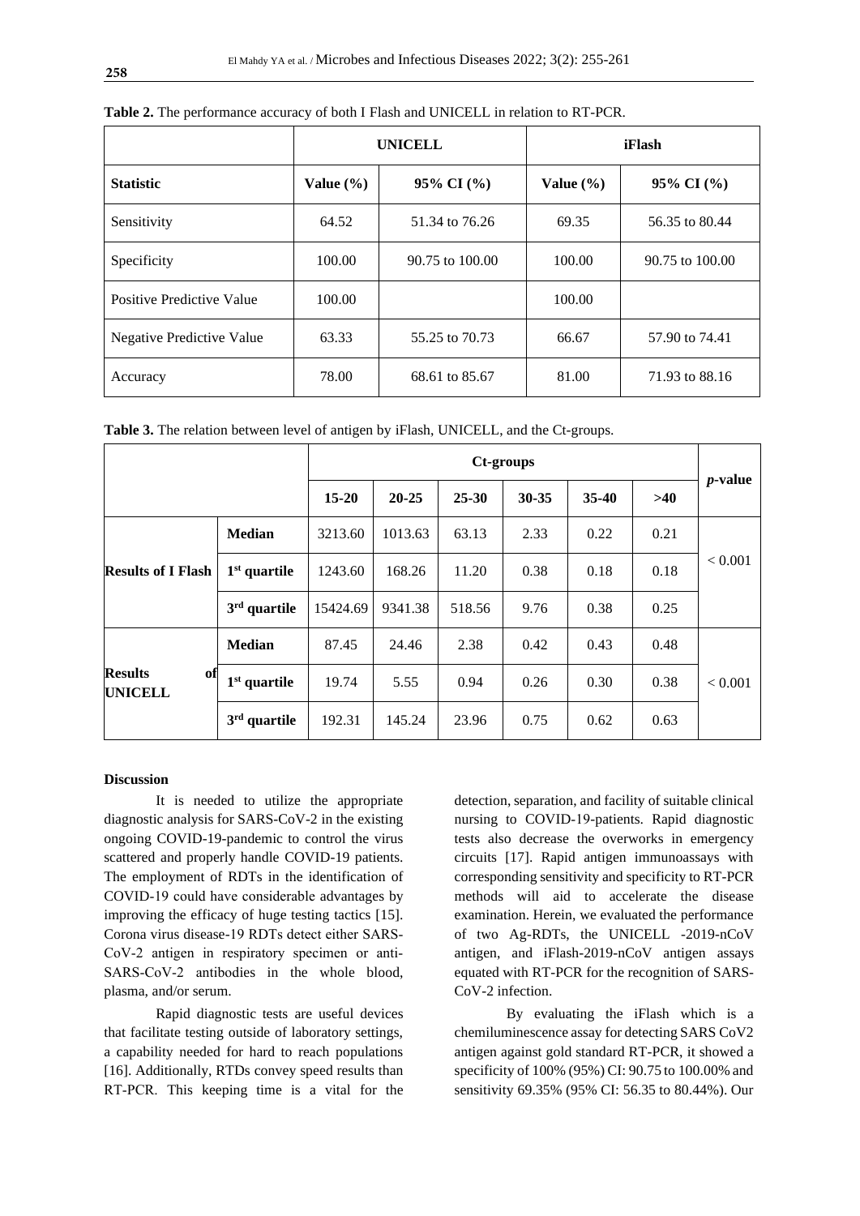**Table 2.** The performance accuracy of both I Flash and UNICELL in relation to RT-PCR.

| | UNICELL | | iFlash | |
|---|---|---|---|---|
| **Statistic** | **Value (%)** | **95% CI (%)** | **Value (%)** | **95% CI (%)** |
| Sensitivity | 64.52 | 51.34 to 76.26 | 69.35 | 56.35 to 80.44 |
| Specificity | 100.00 | 90.75 to 100.00 | 100.00 | 90.75 to 100.00 |
| Positive Predictive Value | 100.00 | | 100.00 | |
| Negative Predictive Value | 63.33 | 55.25 to 70.73 | 66.67 | 57.90 to 74.41 |
| Accuracy | 78.00 | 68.61 to 85.67 | 81.00 | 71.93 to 88.16 |

**Table 3.** The relation between level of antigen by iFlash, UNICELL, and the Ct-groups.

| | | Ct-groups | | | | | | *p*-value |
|---|---|---|---|---|---|---|---|---|
| | | **15-20** | **20-25** | **25-30** | **30-35** | **35-40** | **>40** | |
| **Results of I Flash** | **Median** | 3213.60 | 1013.63 | 63.13 | 2.33 | 0.22 | 0.21 | < 0.001 |
| | **1st quartile** | 1243.60 | 168.26 | 11.20 | 0.38 | 0.18 | 0.18 | |
| | **3rd quartile** | 15424.69 | 9341.38 | 518.56 | 9.76 | 0.38 | 0.25 | |
| **Results of UNICELL** | **Median** | 87.45 | 24.46 | 2.38 | 0.42 | 0.43 | 0.48 | < 0.001 |
| | **1st quartile** | 19.74 | 5.55 | 0.94 | 0.26 | 0.30 | 0.38 | |
| | **3rd quartile** | 192.31 | 145.24 | 23.96 | 0.75 | 0.62 | 0.63 | |

## Discussion

It is needed to utilize the appropriate diagnostic analysis for SARS-CoV-2 in the existing ongoing COVID-19-pandemic to control the virus scattered and properly handle COVID-19 patients. The employment of RDTs in the identification of COVID-19 could have considerable advantages by improving the efficacy of huge testing tactics [15]. Corona virus disease-19 RDTs detect either SARS-CoV-2 antigen in respiratory specimen or anti-SARS-CoV-2 antibodies in the whole blood, plasma, and/or serum.

Rapid diagnostic tests are useful devices that facilitate testing outside of laboratory settings, a capability needed for hard to reach populations [16]. Additionally, RTDs convey speed results than RT-PCR. This keeping time is a vital for the detection, separation, and facility of suitable clinical nursing to COVID-19-patients. Rapid diagnostic tests also decrease the overworks in emergency circuits [17]. Rapid antigen immunoassays with corresponding sensitivity and specificity to RT-PCR methods will aid to accelerate the disease examination. Herein, we evaluated the performance of two Ag-RDTs, the UNICELL -2019-nCoV antigen, and iFlash-2019-nCoV antigen assays equated with RT-PCR for the recognition of SARS-CoV-2 infection.

By evaluating the iFlash which is a chemiluminescence assay for detecting SARS CoV2 antigen against gold standard RT-PCR, it showed a specificity of 100% (95%) CI: 90.75 to 100.00% and sensitivity 69.35% (95% CI: 56.35 to 80.44%). Our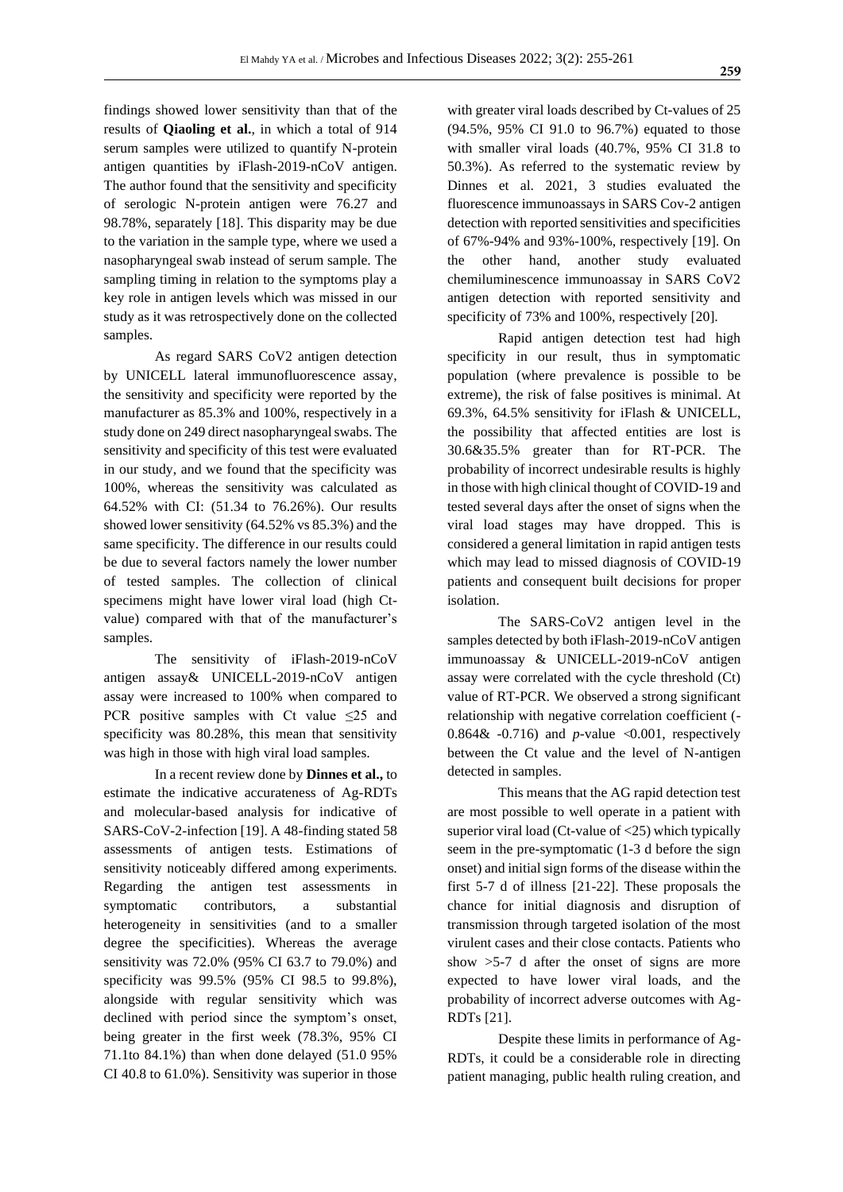findings showed lower sensitivity than that of the results of **Qiaoling et al.**, in which a total of 914 serum samples were utilized to quantify N-protein antigen quantities by iFlash-2019-nCoV antigen. The author found that the sensitivity and specificity of serologic N-protein antigen were 76.27 and 98.78%, separately [18]. This disparity may be due to the variation in the sample type, where we used a nasopharyngeal swab instead of serum sample. The sampling timing in relation to the symptoms play a key role in antigen levels which was missed in our study as it was retrospectively done on the collected samples.

As regard SARS CoV2 antigen detection by UNICELL lateral immunofluorescence assay, the sensitivity and specificity were reported by the manufacturer as 85.3% and 100%, respectively in a study done on 249 direct nasopharyngeal swabs. The sensitivity and specificity of this test were evaluated in our study, and we found that the specificity was 100%, whereas the sensitivity was calculated as 64.52% with CI: (51.34 to 76.26%). Our results showed lower sensitivity (64.52% vs 85.3%) and the same specificity. The difference in our results could be due to several factors namely the lower number of tested samples. The collection of clinical specimens might have lower viral load (high Ct-value) compared with that of the manufacturer's samples.

The sensitivity of iFlash-2019-nCoV antigen assay& UNICELL-2019-nCoV antigen assay were increased to 100% when compared to PCR positive samples with Ct value ≤25 and specificity was 80.28%, this mean that sensitivity was high in those with high viral load samples.

In a recent review done by **Dinnes et al.,** to estimate the indicative accurateness of Ag-RDTs and molecular-based analysis for indicative of SARS-CoV-2-infection [19]. A 48-finding stated 58 assessments of antigen tests. Estimations of sensitivity noticeably differed among experiments. Regarding the antigen test assessments in symptomatic contributors, a substantial heterogeneity in sensitivities (and to a smaller degree the specificities). Whereas the average sensitivity was 72.0% (95% CI 63.7 to 79.0%) and specificity was 99.5% (95% CI 98.5 to 99.8%), alongside with regular sensitivity which was declined with period since the symptom's onset, being greater in the first week (78.3%, 95% CI 71.1to 84.1%) than when done delayed (51.0 95% CI 40.8 to 61.0%). Sensitivity was superior in those with greater viral loads described by Ct-values of 25 (94.5%, 95% CI 91.0 to 96.7%) equated to those with smaller viral loads (40.7%, 95% CI 31.8 to 50.3%). As referred to the systematic review by Dinnes et al. 2021, 3 studies evaluated the fluorescence immunoassays in SARS Cov-2 antigen detection with reported sensitivities and specificities of 67%-94% and 93%-100%, respectively [19]. On the other hand, another study evaluated chemiluminescence immunoassay in SARS CoV2 antigen detection with reported sensitivity and specificity of 73% and 100%, respectively [20].

Rapid antigen detection test had high specificity in our result, thus in symptomatic population (where prevalence is possible to be extreme), the risk of false positives is minimal. At 69.3%, 64.5% sensitivity for iFlash & UNICELL, the possibility that affected entities are lost is 30.6&35.5% greater than for RT-PCR. The probability of incorrect undesirable results is highly in those with high clinical thought of COVID-19 and tested several days after the onset of signs when the viral load stages may have dropped. This is considered a general limitation in rapid antigen tests which may lead to missed diagnosis of COVID-19 patients and consequent built decisions for proper isolation.

The SARS-CoV2 antigen level in the samples detected by both iFlash-2019-nCoV antigen immunoassay & UNICELL-2019-nCoV antigen assay were correlated with the cycle threshold (Ct) value of RT-PCR. We observed a strong significant relationship with negative correlation coefficient (-0.864& -0.716) and *p*-value <0.001, respectively between the Ct value and the level of N-antigen detected in samples.

This means that the AG rapid detection test are most possible to well operate in a patient with superior viral load (Ct-value of <25) which typically seem in the pre-symptomatic (1-3 d before the sign onset) and initial sign forms of the disease within the first 5-7 d of illness [21-22]. These proposals the chance for initial diagnosis and disruption of transmission through targeted isolation of the most virulent cases and their close contacts. Patients who show >5-7 d after the onset of signs are more expected to have lower viral loads, and the probability of incorrect adverse outcomes with Ag-RDTs [21].

Despite these limits in performance of Ag-RDTs, it could be a considerable role in directing patient managing, public health ruling creation, and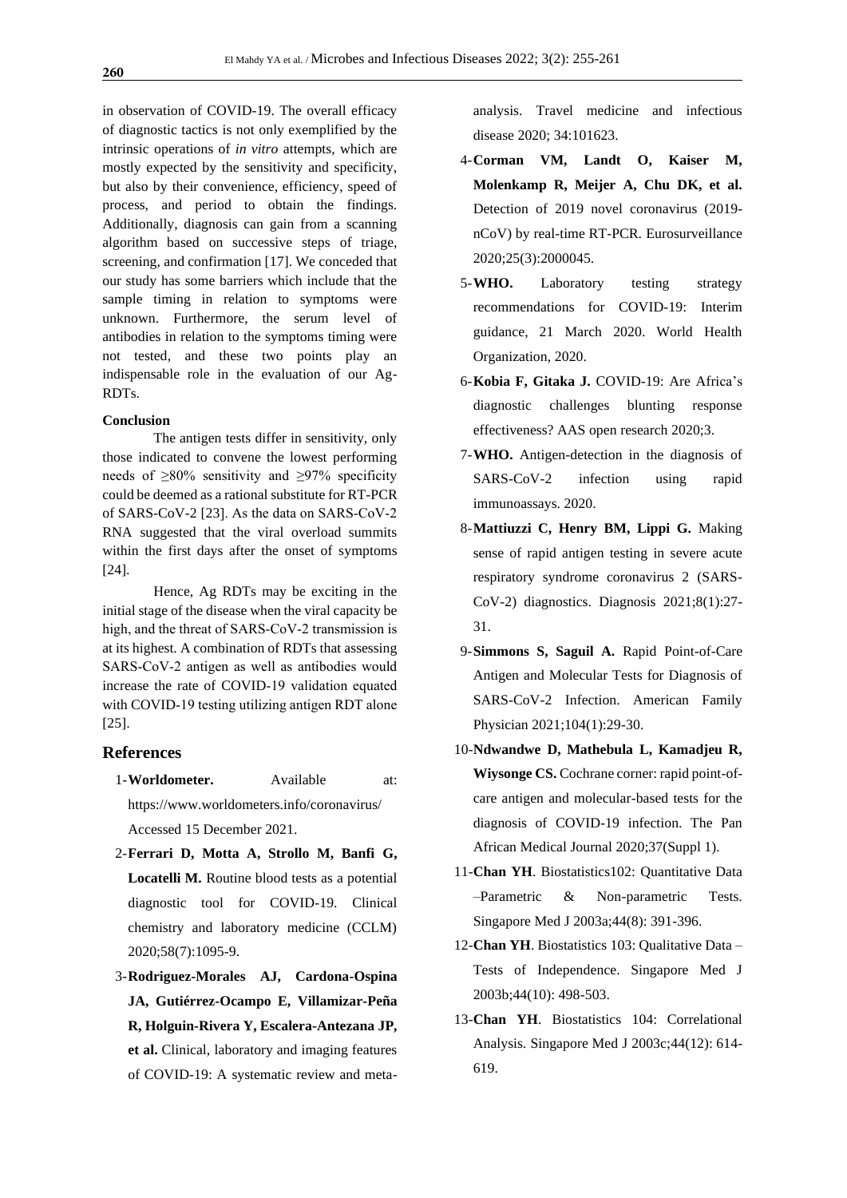in observation of COVID-19. The overall efficacy of diagnostic tactics is not only exemplified by the intrinsic operations of *in vitro* attempts, which are mostly expected by the sensitivity and specificity, but also by their convenience, efficiency, speed of process, and period to obtain the findings. Additionally, diagnosis can gain from a scanning algorithm based on successive steps of triage, screening, and confirmation [17]. We conceded that our study has some barriers which include that the sample timing in relation to symptoms were unknown. Furthermore, the serum level of antibodies in relation to the symptoms timing were not tested, and these two points play an indispensable role in the evaluation of our Ag-RDTs.

**Conclusion**

The antigen tests differ in sensitivity, only those indicated to convene the lowest performing needs of ≥80% sensitivity and ≥97% specificity could be deemed as a rational substitute for RT-PCR of SARS-CoV-2 [23]. As the data on SARS-CoV-2 RNA suggested that the viral overload summits within the first days after the onset of symptoms [24].

Hence, Ag RDTs may be exciting in the initial stage of the disease when the viral capacity be high, and the threat of SARS-CoV-2 transmission is at its highest. A combination of RDTs that assessing SARS-CoV-2 antigen as well as antibodies would increase the rate of COVID-19 validation equated with COVID-19 testing utilizing antigen RDT alone [25].

## References

1- **Worldometer.** Available at: https://www.worldometers.info/coronavirus/ Accessed 15 December 2021.

2- **Ferrari D, Motta A, Strollo M, Banfi G, Locatelli M.** Routine blood tests as a potential diagnostic tool for COVID-19. Clinical chemistry and laboratory medicine (CCLM) 2020;58(7):1095-9.

3- **Rodriguez-Morales AJ, Cardona-Ospina JA, Gutiérrez-Ocampo E, Villamizar-Peña R, Holguin-Rivera Y, Escalera-Antezana JP, et al.** Clinical, laboratory and imaging features of COVID-19: A systematic review and meta-analysis. Travel medicine and infectious disease 2020; 34:101623.

4- **Corman VM, Landt O, Kaiser M, Molenkamp R, Meijer A, Chu DK, et al.** Detection of 2019 novel coronavirus (2019-nCoV) by real-time RT-PCR. Eurosurveillance 2020;25(3):2000045.

5- **WHO.** Laboratory testing strategy recommendations for COVID-19: Interim guidance, 21 March 2020. World Health Organization, 2020.

6- **Kobia F, Gitaka J.** COVID-19: Are Africa's diagnostic challenges blunting response effectiveness? AAS open research 2020;3.

7- **WHO.** Antigen-detection in the diagnosis of SARS-CoV-2 infection using rapid immunoassays. 2020.

8- **Mattiuzzi C, Henry BM, Lippi G.** Making sense of rapid antigen testing in severe acute respiratory syndrome coronavirus 2 (SARS-CoV-2) diagnostics. Diagnosis 2021;8(1):27-31.

9- **Simmons S, Saguil A.** Rapid Point-of-Care Antigen and Molecular Tests for Diagnosis of SARS-CoV-2 Infection. American Family Physician 2021;104(1):29-30.

10- **Ndwandwe D, Mathebula L, Kamadjeu R, Wiysonge CS.** Cochrane corner: rapid point-of-care antigen and molecular-based tests for the diagnosis of COVID-19 infection. The Pan African Medical Journal 2020;37(Suppl 1).

11- **Chan YH**. Biostatistics102: Quantitative Data –Parametric & Non-parametric Tests. Singapore Med J 2003a;44(8): 391-396.

12- **Chan YH**. Biostatistics 103: Qualitative Data – Tests of Independence. Singapore Med J 2003b;44(10): 498-503.

13- **Chan YH**. Biostatistics 104: Correlational Analysis. Singapore Med J 2003c;44(12): 614-619.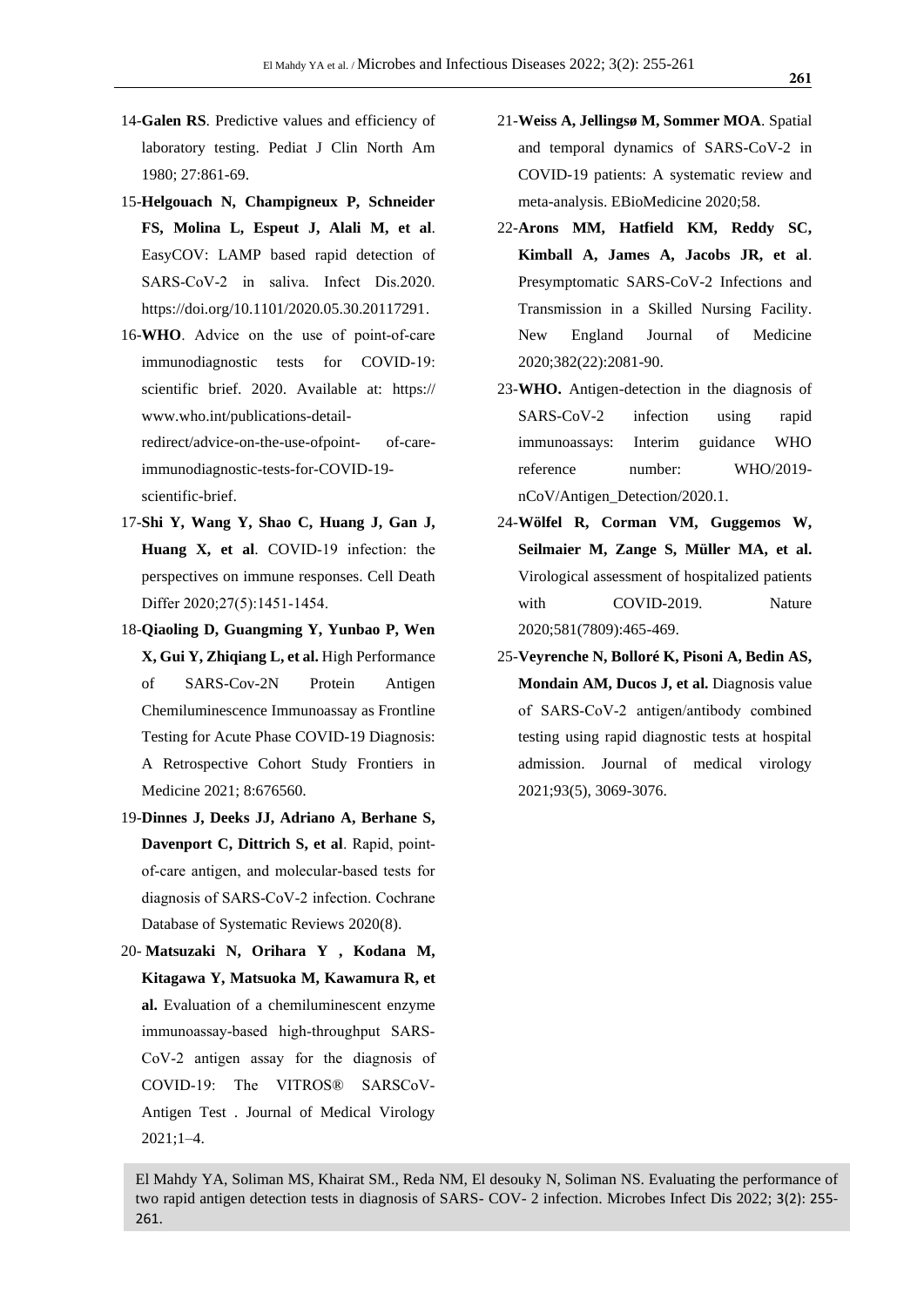14-**Galen RS**. Predictive values and efficiency of laboratory testing. Pediat J Clin North Am 1980; 27:861-69.

15-**Helgouach N, Champigneux P, Schneider FS, Molina L, Espeut J, Alali M, et al**. EasyCOV: LAMP based rapid detection of SARS-CoV-2 in saliva. Infect Dis.2020. https://doi.org/10.1101/2020.05.30.20117291.

16-**WHO**. Advice on the use of point-of-care immunodiagnostic tests for COVID-19: scientific brief. 2020. Available at: https:// www.who.int/publications-detail-redirect/advice-on-the-use-ofpoint- of-care-immunodiagnostic-tests-for-COVID-19-scientific-brief.

17-**Shi Y, Wang Y, Shao C, Huang J, Gan J, Huang X, et al**. COVID-19 infection: the perspectives on immune responses. Cell Death Differ 2020;27(5):1451-1454.

18-**Qiaoling D, Guangming Y, Yunbao P, Wen X, Gui Y, Zhiqiang L, et al.** High Performance of SARS-Cov-2N Protein Antigen Chemiluminescence Immunoassay as Frontline Testing for Acute Phase COVID-19 Diagnosis: A Retrospective Cohort Study Frontiers in Medicine 2021; 8:676560.

19-**Dinnes J, Deeks JJ, Adriano A, Berhane S, Davenport C, Dittrich S, et al**. Rapid, point-of-care antigen, and molecular-based tests for diagnosis of SARS-CoV-2 infection. Cochrane Database of Systematic Reviews 2020(8).

20- **Matsuzaki N, Orihara Y , Kodana M, Kitagawa Y, Matsuoka M, Kawamura R, et al.** Evaluation of a chemiluminescent enzyme immunoassay-based high-throughput SARS-CoV-2 antigen assay for the diagnosis of COVID-19: The VITROS® SARSCoV-Antigen Test . Journal of Medical Virology 2021;1–4.

21-**Weiss A, Jellingsø M, Sommer MOA**. Spatial and temporal dynamics of SARS-CoV-2 in COVID-19 patients: A systematic review and meta-analysis. EBioMedicine 2020;58.

22-**Arons MM, Hatfield KM, Reddy SC, Kimball A, James A, Jacobs JR, et al**. Presymptomatic SARS-CoV-2 Infections and Transmission in a Skilled Nursing Facility. New England Journal of Medicine 2020;382(22):2081-90.

23-**WHO.** Antigen-detection in the diagnosis of SARS-CoV-2 infection using rapid immunoassays: Interim guidance WHO reference number: WHO/2019-nCoV/Antigen_Detection/2020.1.

24-**Wölfel R, Corman VM, Guggemos W, Seilmaier M, Zange S, Müller MA, et al.** Virological assessment of hospitalized patients with COVID-2019. Nature 2020;581(7809):465-469.

25-**Veyrenche N, Bolloré K, Pisoni A, Bedin AS, Mondain AM, Ducos J, et al.** Diagnosis value of SARS-CoV-2 antigen/antibody combined testing using rapid diagnostic tests at hospital admission. Journal of medical virology 2021;93(5), 3069-3076.

El Mahdy YA, Soliman MS, Khairat SM., Reda NM, El desouky N, Soliman NS. Evaluating the performance of two rapid antigen detection tests in diagnosis of SARS- COV- 2 infection. Microbes Infect Dis 2022; 3(2): 255-261.